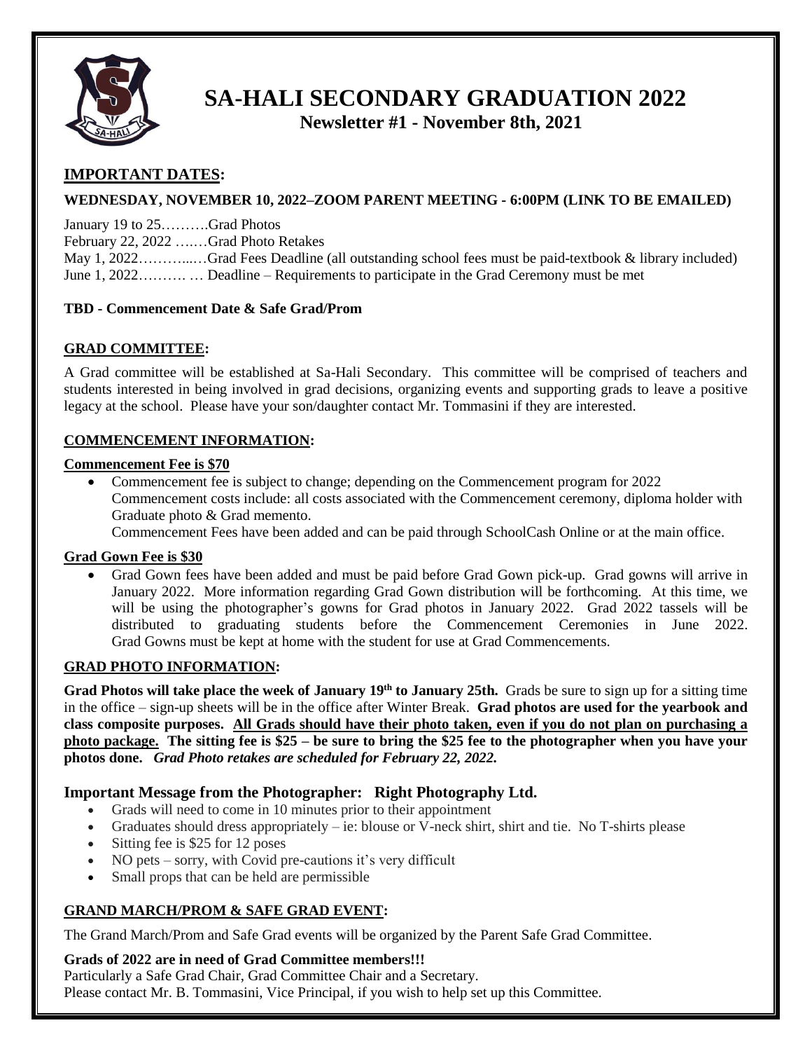# SA-HALI SECONDARY GRADUATION 2022

**Newsletter #1 - November 8th, 2021**

## IMPORTANT DATES:

**WEDNESDAY, NOVEMBER 10, 2022–ZOOM PARENT MEETING - 6:00PM (LINK TO BE EMAILED)**

January 19 to 25……….Grad Photos
February 22, 2022 …..…Grad Photo Retakes
May 1, 2022………...…Grad Fees Deadline (all outstanding school fees must be paid-textbook & library included)
June 1, 2022………. … Deadline – Requirements to participate in the Grad Ceremony must be met

**TBD - Commencement Date & Safe Grad/Prom**

## GRAD COMMITTEE:

A Grad committee will be established at Sa-Hali Secondary. This committee will be comprised of teachers and students interested in being involved in grad decisions, organizing events and supporting grads to leave a positive legacy at the school. Please have your son/daughter contact Mr. Tommasini if they are interested.

## COMMENCEMENT INFORMATION:

### Commencement Fee is $70

- Commencement fee is subject to change; depending on the Commencement program for 2022
  Commencement costs include: all costs associated with the Commencement ceremony, diploma holder with Graduate photo & Grad memento.
  Commencement Fees have been added and can be paid through SchoolCash Online or at the main office.

### Grad Gown Fee is $30

- Grad Gown fees have been added and must be paid before Grad Gown pick-up. Grad gowns will arrive in January 2022. More information regarding Grad Gown distribution will be forthcoming. At this time, we will be using the photographer's gowns for Grad photos in January 2022. Grad 2022 tassels will be distributed to graduating students before the Commencement Ceremonies in June 2022. Grad Gowns must be kept at home with the student for use at Grad Commencements.

## GRAD PHOTO INFORMATION:

**Grad Photos will take place the week of January 19th to January 25th.** Grads be sure to sign up for a sitting time in the office – sign-up sheets will be in the office after Winter Break. **Grad photos are used for the yearbook and class composite purposes. All Grads should have their photo taken, even if you do not plan on purchasing a photo package. The sitting fee is $25 – be sure to bring the $25 fee to the photographer when you have your photos done.** ***Grad Photo retakes are scheduled for February 22, 2022.***

### Important Message from the Photographer: Right Photography Ltd.

- Grads will need to come in 10 minutes prior to their appointment
- Graduates should dress appropriately – ie: blouse or V-neck shirt, shirt and tie. No T-shirts please
- Sitting fee is $25 for 12 poses
- NO pets – sorry, with Covid pre-cautions it's very difficult
- Small props that can be held are permissible

## GRAND MARCH/PROM & SAFE GRAD EVENT:

The Grand March/Prom and Safe Grad events will be organized by the Parent Safe Grad Committee.

**Grads of 2022 are in need of Grad Committee members!!!**
Particularly a Safe Grad Chair, Grad Committee Chair and a Secretary.
Please contact Mr. B. Tommasini, Vice Principal, if you wish to help set up this Committee.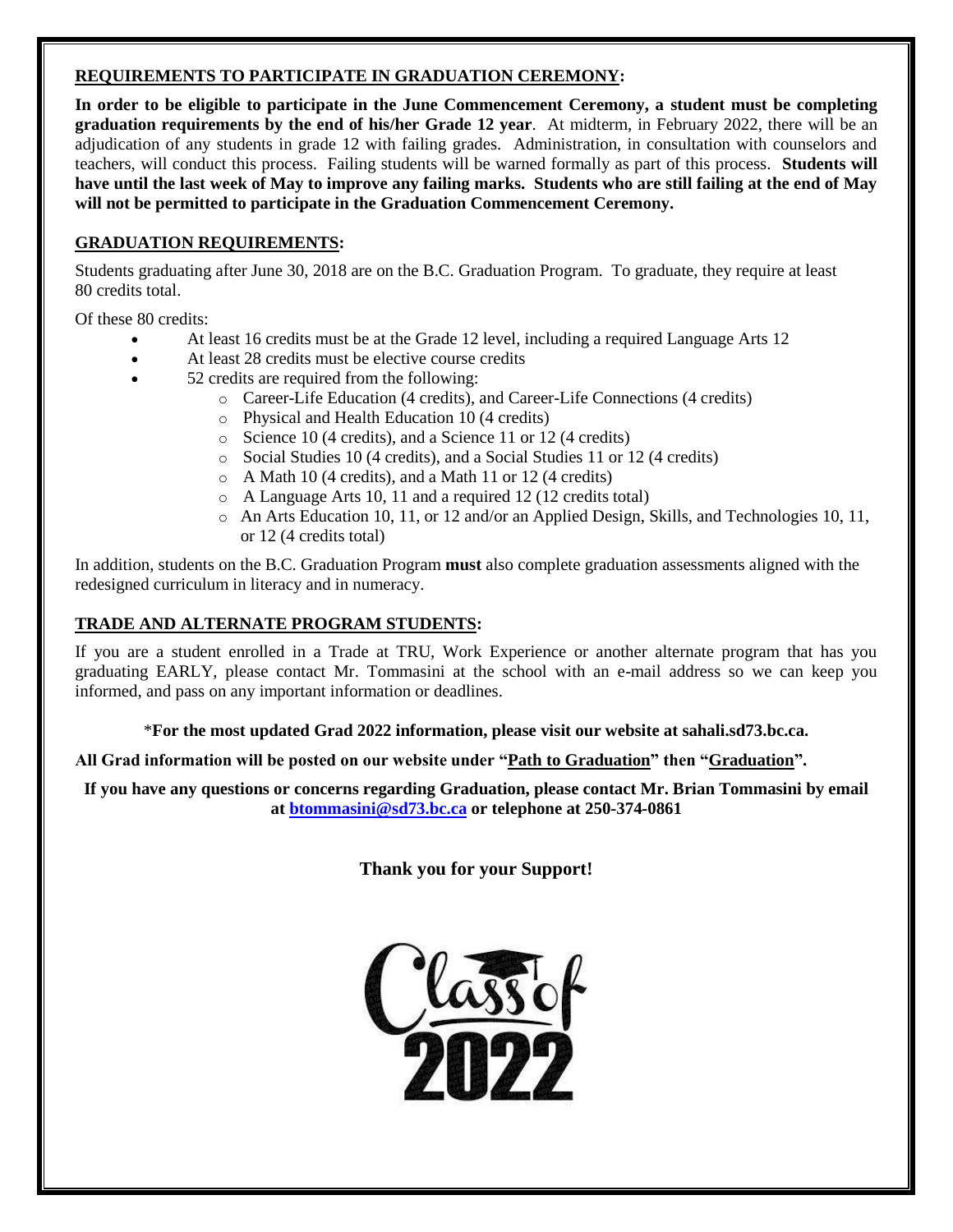**REQUIREMENTS TO PARTICIPATE IN GRADUATION CEREMONY:**

**In order to be eligible to participate in the June Commencement Ceremony, a student must be completing graduation requirements by the end of his/her Grade 12 year**. At midterm, in February 2022, there will be an adjudication of any students in grade 12 with failing grades. Administration, in consultation with counselors and teachers, will conduct this process. Failing students will be warned formally as part of this process. **Students will have until the last week of May to improve any failing marks. Students who are still failing at the end of May will not be permitted to participate in the Graduation Commencement Ceremony.**

**GRADUATION REQUIREMENTS:**

Students graduating after June 30, 2018 are on the B.C. Graduation Program. To graduate, they require at least 80 credits total.

Of these 80 credits:

- At least 16 credits must be at the Grade 12 level, including a required Language Arts 12
- At least 28 credits must be elective course credits
- 52 credits are required from the following:
  - Career-Life Education (4 credits), and Career-Life Connections (4 credits)
  - Physical and Health Education 10 (4 credits)
  - Science 10 (4 credits), and a Science 11 or 12 (4 credits)
  - Social Studies 10 (4 credits), and a Social Studies 11 or 12 (4 credits)
  - A Math 10 (4 credits), and a Math 11 or 12 (4 credits)
  - A Language Arts 10, 11 and a required 12 (12 credits total)
  - An Arts Education 10, 11, or 12 and/or an Applied Design, Skills, and Technologies 10, 11, or 12 (4 credits total)

In addition, students on the B.C. Graduation Program **must** also complete graduation assessments aligned with the redesigned curriculum in literacy and in numeracy.

**TRADE AND ALTERNATE PROGRAM STUDENTS:**

If you are a student enrolled in a Trade at TRU, Work Experience or another alternate program that has you graduating EARLY, please contact Mr. Tommasini at the school with an e-mail address so we can keep you informed, and pass on any important information or deadlines.

\***For the most updated Grad 2022 information, please visit our website at sahali.sd73.bc.ca.**

**All Grad information will be posted on our website under "Path to Graduation" then "Graduation".**

**If you have any questions or concerns regarding Graduation, please contact Mr. Brian Tommasini by email at btommasini@sd73.bc.ca or telephone at 250-374-0861**

**Thank you for your Support!**

Class of 2022